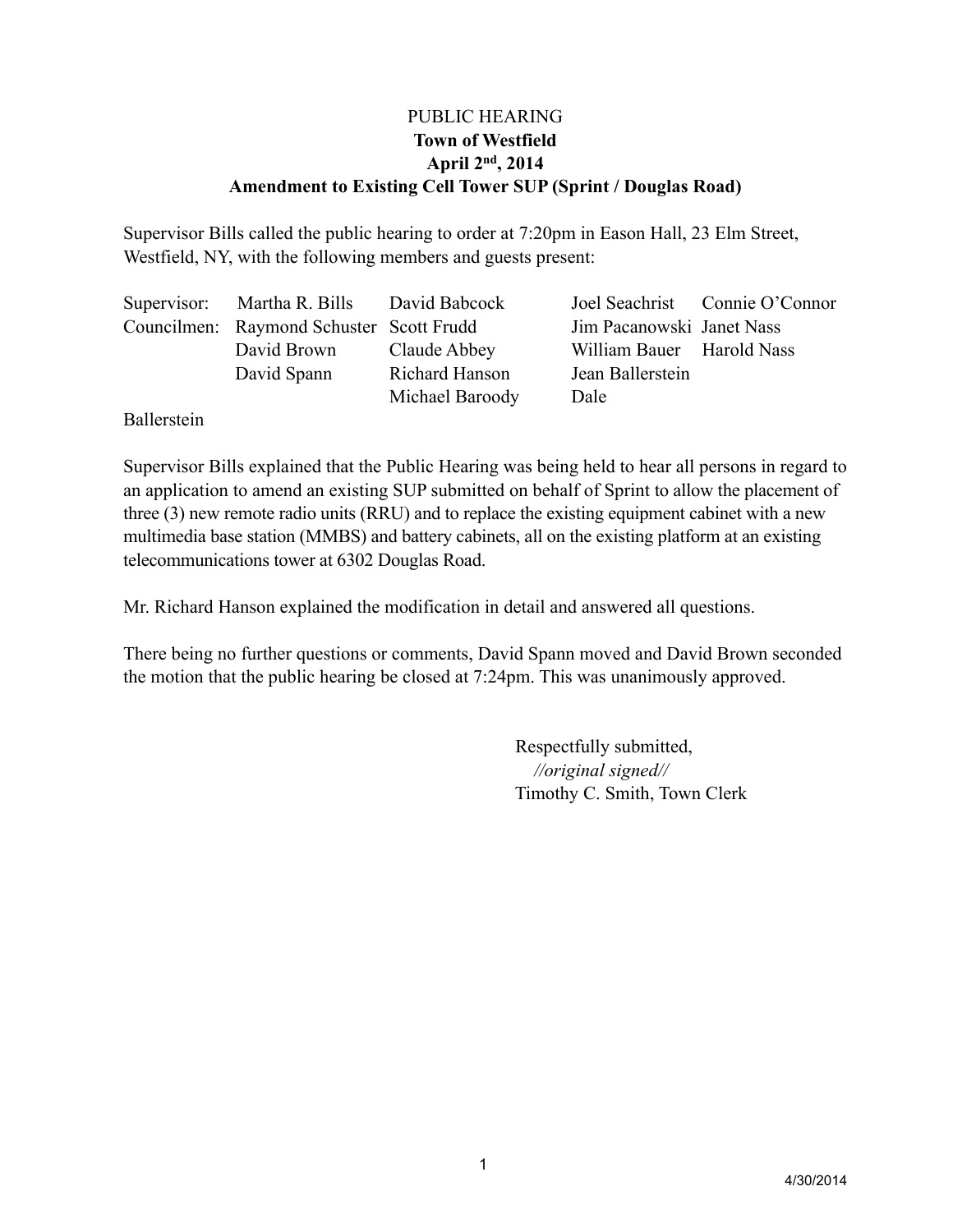# PUBLIC HEARING
## Town of Westfield
## April 2nd, 2014
## Amendment to Existing Cell Tower SUP (Sprint / Douglas Road)

Supervisor Bills called the public hearing to order at 7:20pm in Eason Hall, 23 Elm Street, Westfield, NY, with the following members and guests present:

| | | | | |
|---|---|---|---|---|
| Supervisor: | Martha R. Bills | David Babcock | Joel Seachrist | Connie O'Connor |
| Councilmen: | Raymond Schuster | Scott Frudd | Jim Pacanowski | Janet Nass |
| | David Brown | Claude Abbey | William Bauer | Harold Nass |
| | David Spann | Richard Hanson | Jean Ballerstein | |
| | | Michael Baroody | Dale Ballerstein | |

Supervisor Bills explained that the Public Hearing was being held to hear all persons in regard to an application to amend an existing SUP submitted on behalf of Sprint to allow the placement of three (3) new remote radio units (RRU) and to replace the existing equipment cabinet with a new multimedia base station (MMBS) and battery cabinets, all on the existing platform at an existing telecommunications tower at 6302 Douglas Road.

Mr. Richard Hanson explained the modification in detail and answered all questions.

There being no further questions or comments, David Spann moved and David Brown seconded the motion that the public hearing be closed at 7:24pm. This was unanimously approved.

Respectfully submitted,
*//original signed//*
Timothy C. Smith, Town Clerk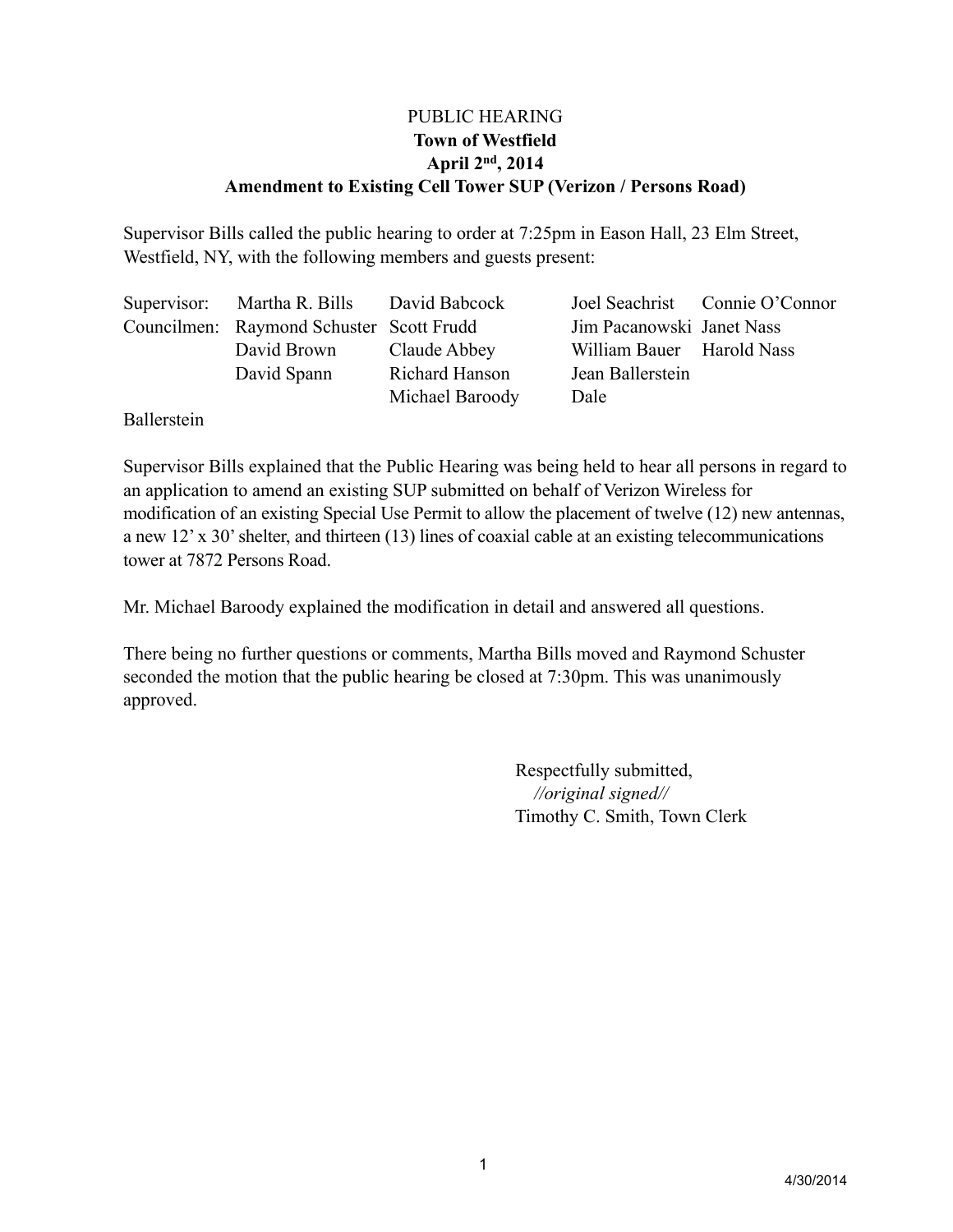PUBLIC HEARING
**Town of Westfield**
**April 2nd, 2014**
**Amendment to Existing Cell Tower SUP (Verizon / Persons Road)**

Supervisor Bills called the public hearing to order at 7:25pm in Eason Hall, 23 Elm Street, Westfield, NY, with the following members and guests present:

| | | | | |
|---|---|---|---|---|
| Supervisor: | Martha R. Bills | David Babcock | Joel Seachrist | Connie O'Connor |
| Councilmen: | Raymond Schuster | Scott Frudd | Jim Pacanowski | Janet Nass |
| | David Brown | Claude Abbey | William Bauer | Harold Nass |
| | David Spann | Richard Hanson | Jean Ballerstein | |
| | | Michael Baroody | Dale | |

Ballerstein

Supervisor Bills explained that the Public Hearing was being held to hear all persons in regard to an application to amend an existing SUP submitted on behalf of Verizon Wireless for modification of an existing Special Use Permit to allow the placement of twelve (12) new antennas, a new 12' x 30' shelter, and thirteen (13) lines of coaxial cable at an existing telecommunications tower at 7872 Persons Road.

Mr. Michael Baroody explained the modification in detail and answered all questions.

There being no further questions or comments, Martha Bills moved and Raymond Schuster seconded the motion that the public hearing be closed at 7:30pm. This was unanimously approved.

Respectfully submitted,
*//original signed//*
Timothy C. Smith, Town Clerk

4/30/2014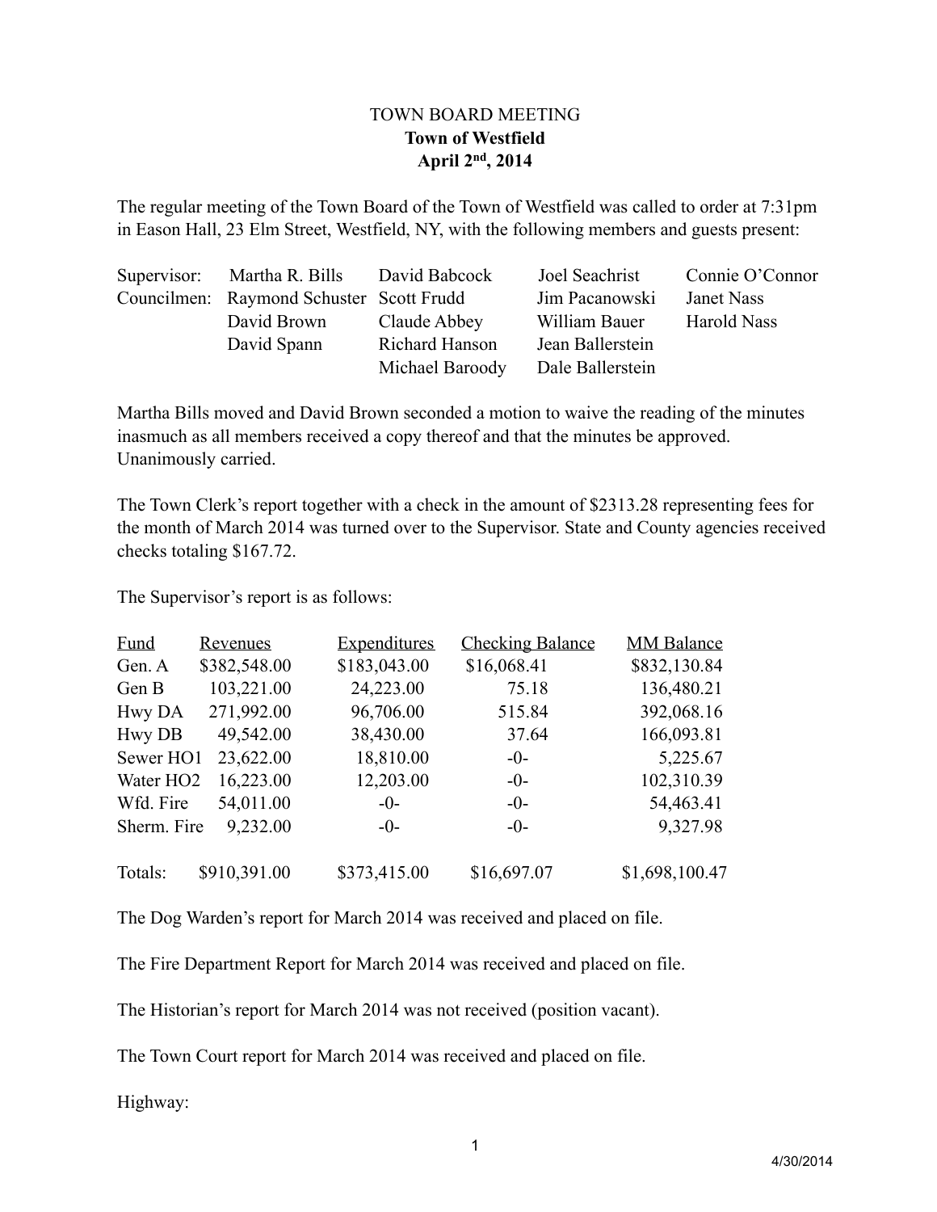TOWN BOARD MEETING

**Town of Westfield**

**April 2nd, 2014**

The regular meeting of the Town Board of the Town of Westfield was called to order at 7:31pm in Eason Hall, 23 Elm Street, Westfield, NY, with the following members and guests present:

| | | | | |
|---|---|---|---|---|
| Supervisor: | Martha R. Bills | David Babcock | Joel Seachrist | Connie O'Connor |
| Councilmen: | Raymond Schuster | Scott Frudd | Jim Pacanowski | Janet Nass |
| | David Brown | Claude Abbey | William Bauer | Harold Nass |
| | David Spann | Richard Hanson | Jean Ballerstein | |
| | | Michael Baroody | Dale Ballerstein | |

Martha Bills moved and David Brown seconded a motion to waive the reading of the minutes inasmuch as all members received a copy thereof and that the minutes be approved. Unanimously carried.

The Town Clerk's report together with a check in the amount of $2313.28 representing fees for the month of March 2014 was turned over to the Supervisor. State and County agencies received checks totaling $167.72.

The Supervisor's report is as follows:

| Fund | Revenues | Expenditures | Checking Balance | MM Balance |
|---|---|---|---|---|
| Gen. A | $382,548.00 | $183,043.00 | $16,068.41 | $832,130.84 |
| Gen B | 103,221.00 | 24,223.00 | 75.18 | 136,480.21 |
| Hwy DA | 271,992.00 | 96,706.00 | 515.84 | 392,068.16 |
| Hwy DB | 49,542.00 | 38,430.00 | 37.64 | 166,093.81 |
| Sewer HO1 | 23,622.00 | 18,810.00 | -0- | 5,225.67 |
| Water HO2 | 16,223.00 | 12,203.00 | -0- | 102,310.39 |
| Wfd. Fire | 54,011.00 | -0- | -0- | 54,463.41 |
| Sherm. Fire | 9,232.00 | -0- | -0- | 9,327.98 |
| Totals: | $910,391.00 | $373,415.00 | $16,697.07 | $1,698,100.47 |

The Dog Warden's report for March 2014 was received and placed on file.

The Fire Department Report for March 2014 was received and placed on file.

The Historian's report for March 2014 was not received (position vacant).

The Town Court report for March 2014 was received and placed on file.

Highway: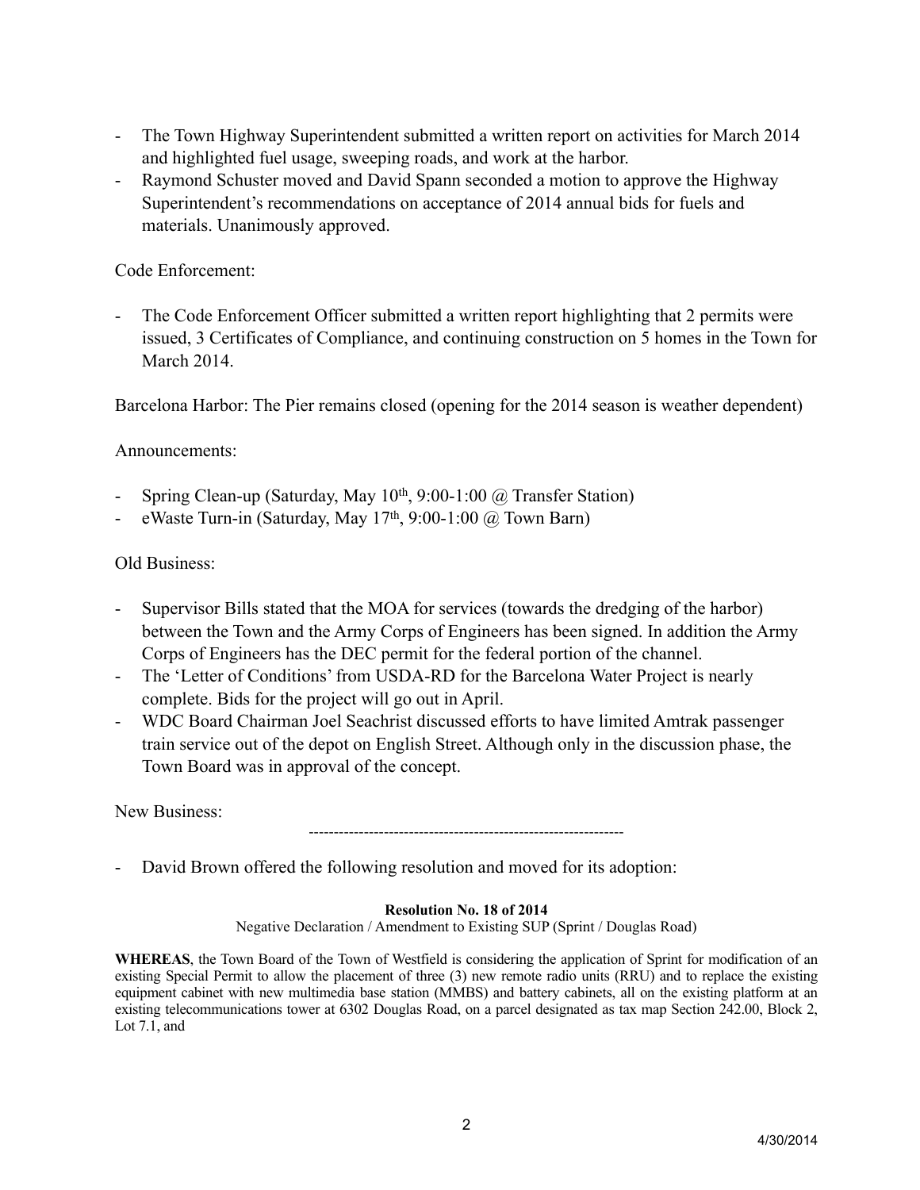- The Town Highway Superintendent submitted a written report on activities for March 2014 and highlighted fuel usage, sweeping roads, and work at the harbor.
- Raymond Schuster moved and David Spann seconded a motion to approve the Highway Superintendent's recommendations on acceptance of 2014 annual bids for fuels and materials. Unanimously approved.

Code Enforcement:

- The Code Enforcement Officer submitted a written report highlighting that 2 permits were issued, 3 Certificates of Compliance, and continuing construction on 5 homes in the Town for March 2014.

Barcelona Harbor: The Pier remains closed (opening for the 2014 season is weather dependent)

Announcements:

- Spring Clean-up (Saturday, May 10th, 9:00-1:00 @ Transfer Station)
- eWaste Turn-in (Saturday, May 17th, 9:00-1:00 @ Town Barn)

Old Business:

- Supervisor Bills stated that the MOA for services (towards the dredging of the harbor) between the Town and the Army Corps of Engineers has been signed. In addition the Army Corps of Engineers has the DEC permit for the federal portion of the channel.
- The 'Letter of Conditions' from USDA-RD for the Barcelona Water Project is nearly complete. Bids for the project will go out in April.
- WDC Board Chairman Joel Seachrist discussed efforts to have limited Amtrak passenger train service out of the depot on English Street. Although only in the discussion phase, the Town Board was in approval of the concept.

New Business:

---------------------------------------------------------------

- David Brown offered the following resolution and moved for its adoption:

**Resolution No. 18 of 2014**

Negative Declaration / Amendment to Existing SUP (Sprint / Douglas Road)

**WHEREAS**, the Town Board of the Town of Westfield is considering the application of Sprint for modification of an existing Special Permit to allow the placement of three (3) new remote radio units (RRU) and to replace the existing equipment cabinet with new multimedia base station (MMBS) and battery cabinets, all on the existing platform at an existing telecommunications tower at 6302 Douglas Road, on a parcel designated as tax map Section 242.00, Block 2, Lot 7.1, and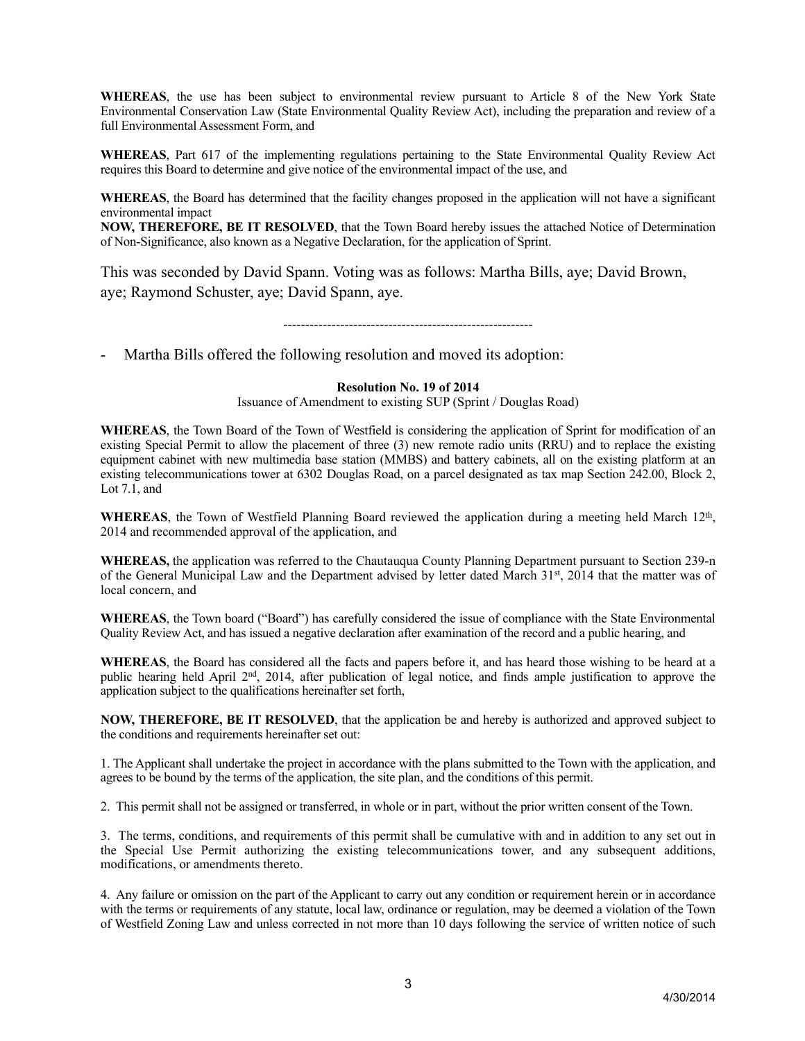**WHEREAS**, the use has been subject to environmental review pursuant to Article 8 of the New York State Environmental Conservation Law (State Environmental Quality Review Act), including the preparation and review of a full Environmental Assessment Form, and

**WHEREAS**, Part 617 of the implementing regulations pertaining to the State Environmental Quality Review Act requires this Board to determine and give notice of the environmental impact of the use, and

**WHEREAS**, the Board has determined that the facility changes proposed in the application will not have a significant environmental impact

**NOW, THEREFORE, BE IT RESOLVED**, that the Town Board hereby issues the attached Notice of Determination of Non-Significance, also known as a Negative Declaration, for the application of Sprint.

This was seconded by David Spann. Voting was as follows: Martha Bills, aye; David Brown, aye; Raymond Schuster, aye; David Spann, aye.

---------------------------------------------------------

- Martha Bills offered the following resolution and moved its adoption:

**Resolution No. 19 of 2014**

Issuance of Amendment to existing SUP (Sprint / Douglas Road)

**WHEREAS**, the Town Board of the Town of Westfield is considering the application of Sprint for modification of an existing Special Permit to allow the placement of three (3) new remote radio units (RRU) and to replace the existing equipment cabinet with new multimedia base station (MMBS) and battery cabinets, all on the existing platform at an existing telecommunications tower at 6302 Douglas Road, on a parcel designated as tax map Section 242.00, Block 2, Lot 7.1, and

**WHEREAS**, the Town of Westfield Planning Board reviewed the application during a meeting held March 12th, 2014 and recommended approval of the application, and

**WHEREAS,** the application was referred to the Chautauqua County Planning Department pursuant to Section 239-n of the General Municipal Law and the Department advised by letter dated March 31st, 2014 that the matter was of local concern, and

**WHEREAS**, the Town board ("Board") has carefully considered the issue of compliance with the State Environmental Quality Review Act, and has issued a negative declaration after examination of the record and a public hearing, and

**WHEREAS**, the Board has considered all the facts and papers before it, and has heard those wishing to be heard at a public hearing held April 2nd, 2014, after publication of legal notice, and finds ample justification to approve the application subject to the qualifications hereinafter set forth,

**NOW, THEREFORE, BE IT RESOLVED**, that the application be and hereby is authorized and approved subject to the conditions and requirements hereinafter set out:

1. The Applicant shall undertake the project in accordance with the plans submitted to the Town with the application, and agrees to be bound by the terms of the application, the site plan, and the conditions of this permit.

2. This permit shall not be assigned or transferred, in whole or in part, without the prior written consent of the Town.

3. The terms, conditions, and requirements of this permit shall be cumulative with and in addition to any set out in the Special Use Permit authorizing the existing telecommunications tower, and any subsequent additions, modifications, or amendments thereto.

4. Any failure or omission on the part of the Applicant to carry out any condition or requirement herein or in accordance with the terms or requirements of any statute, local law, ordinance or regulation, may be deemed a violation of the Town of Westfield Zoning Law and unless corrected in not more than 10 days following the service of written notice of such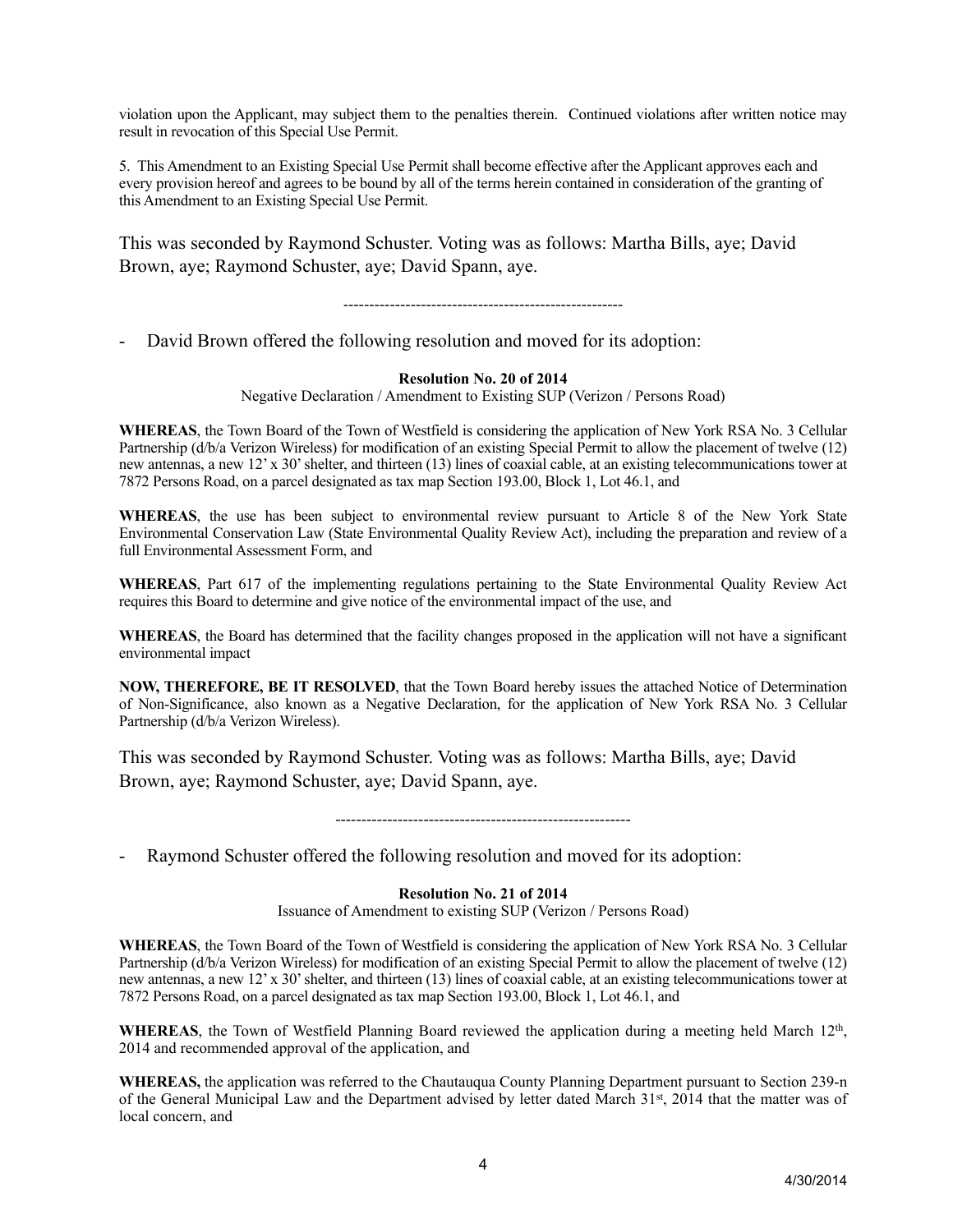violation upon the Applicant, may subject them to the penalties therein. Continued violations after written notice may result in revocation of this Special Use Permit.

5. This Amendment to an Existing Special Use Permit shall become effective after the Applicant approves each and every provision hereof and agrees to be bound by all of the terms herein contained in consideration of the granting of this Amendment to an Existing Special Use Permit.

This was seconded by Raymond Schuster. Voting was as follows: Martha Bills, aye; David Brown, aye; Raymond Schuster, aye; David Spann, aye.

------------------------------------------------------

- David Brown offered the following resolution and moved for its adoption:

**Resolution No. 20 of 2014**

Negative Declaration / Amendment to Existing SUP (Verizon / Persons Road)

**WHEREAS**, the Town Board of the Town of Westfield is considering the application of New York RSA No. 3 Cellular Partnership (d/b/a Verizon Wireless) for modification of an existing Special Permit to allow the placement of twelve (12) new antennas, a new 12' x 30' shelter, and thirteen (13) lines of coaxial cable, at an existing telecommunications tower at 7872 Persons Road, on a parcel designated as tax map Section 193.00, Block 1, Lot 46.1, and

**WHEREAS**, the use has been subject to environmental review pursuant to Article 8 of the New York State Environmental Conservation Law (State Environmental Quality Review Act), including the preparation and review of a full Environmental Assessment Form, and

**WHEREAS**, Part 617 of the implementing regulations pertaining to the State Environmental Quality Review Act requires this Board to determine and give notice of the environmental impact of the use, and

**WHEREAS**, the Board has determined that the facility changes proposed in the application will not have a significant environmental impact

**NOW, THEREFORE, BE IT RESOLVED**, that the Town Board hereby issues the attached Notice of Determination of Non-Significance, also known as a Negative Declaration, for the application of New York RSA No. 3 Cellular Partnership (d/b/a Verizon Wireless).

This was seconded by Raymond Schuster. Voting was as follows: Martha Bills, aye; David Brown, aye; Raymond Schuster, aye; David Spann, aye.

---------------------------------------------------------

- Raymond Schuster offered the following resolution and moved for its adoption:

**Resolution No. 21 of 2014**

Issuance of Amendment to existing SUP (Verizon / Persons Road)

**WHEREAS**, the Town Board of the Town of Westfield is considering the application of New York RSA No. 3 Cellular Partnership (d/b/a Verizon Wireless) for modification of an existing Special Permit to allow the placement of twelve (12) new antennas, a new 12' x 30' shelter, and thirteen (13) lines of coaxial cable, at an existing telecommunications tower at 7872 Persons Road, on a parcel designated as tax map Section 193.00, Block 1, Lot 46.1, and

**WHEREAS**, the Town of Westfield Planning Board reviewed the application during a meeting held March 12th, 2014 and recommended approval of the application, and

**WHEREAS,** the application was referred to the Chautauqua County Planning Department pursuant to Section 239-n of the General Municipal Law and the Department advised by letter dated March 31st, 2014 that the matter was of local concern, and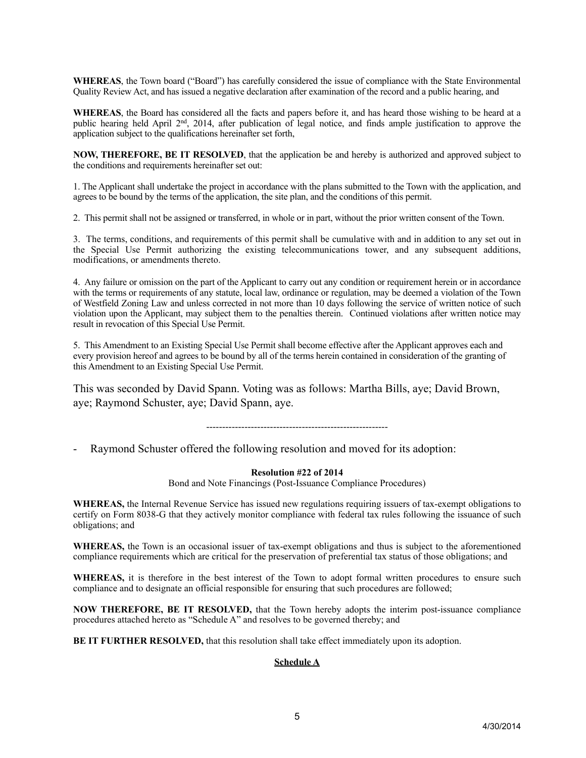**WHEREAS**, the Town board ("Board") has carefully considered the issue of compliance with the State Environmental Quality Review Act, and has issued a negative declaration after examination of the record and a public hearing, and

**WHEREAS**, the Board has considered all the facts and papers before it, and has heard those wishing to be heard at a public hearing held April 2nd, 2014, after publication of legal notice, and finds ample justification to approve the application subject to the qualifications hereinafter set forth,

**NOW, THEREFORE, BE IT RESOLVED**, that the application be and hereby is authorized and approved subject to the conditions and requirements hereinafter set out:

1. The Applicant shall undertake the project in accordance with the plans submitted to the Town with the application, and agrees to be bound by the terms of the application, the site plan, and the conditions of this permit.

2. This permit shall not be assigned or transferred, in whole or in part, without the prior written consent of the Town.

3. The terms, conditions, and requirements of this permit shall be cumulative with and in addition to any set out in the Special Use Permit authorizing the existing telecommunications tower, and any subsequent additions, modifications, or amendments thereto.

4. Any failure or omission on the part of the Applicant to carry out any condition or requirement herein or in accordance with the terms or requirements of any statute, local law, ordinance or regulation, may be deemed a violation of the Town of Westfield Zoning Law and unless corrected in not more than 10 days following the service of written notice of such violation upon the Applicant, may subject them to the penalties therein. Continued violations after written notice may result in revocation of this Special Use Permit.

5. This Amendment to an Existing Special Use Permit shall become effective after the Applicant approves each and every provision hereof and agrees to be bound by all of the terms herein contained in consideration of the granting of this Amendment to an Existing Special Use Permit.

This was seconded by David Spann. Voting was as follows: Martha Bills, aye; David Brown, aye; Raymond Schuster, aye; David Spann, aye.

---

- Raymond Schuster offered the following resolution and moved for its adoption:

**Resolution #22 of 2014**

Bond and Note Financings (Post-Issuance Compliance Procedures)

**WHEREAS,** the Internal Revenue Service has issued new regulations requiring issuers of tax-exempt obligations to certify on Form 8038-G that they actively monitor compliance with federal tax rules following the issuance of such obligations; and

**WHEREAS,** the Town is an occasional issuer of tax-exempt obligations and thus is subject to the aforementioned compliance requirements which are critical for the preservation of preferential tax status of those obligations; and

**WHEREAS,** it is therefore in the best interest of the Town to adopt formal written procedures to ensure such compliance and to designate an official responsible for ensuring that such procedures are followed;

**NOW THEREFORE, BE IT RESOLVED,** that the Town hereby adopts the interim post-issuance compliance procedures attached hereto as "Schedule A" and resolves to be governed thereby; and

**BE IT FURTHER RESOLVED,** that this resolution shall take effect immediately upon its adoption.

**Schedule A**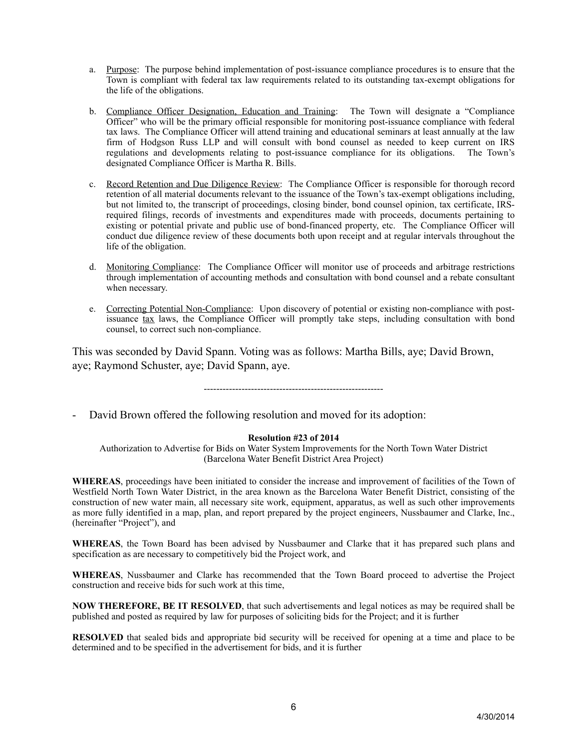a. Purpose: The purpose behind implementation of post-issuance compliance procedures is to ensure that the Town is compliant with federal tax law requirements related to its outstanding tax-exempt obligations for the life of the obligations.

b. Compliance Officer Designation, Education and Training: The Town will designate a "Compliance Officer" who will be the primary official responsible for monitoring post-issuance compliance with federal tax laws. The Compliance Officer will attend training and educational seminars at least annually at the law firm of Hodgson Russ LLP and will consult with bond counsel as needed to keep current on IRS regulations and developments relating to post-issuance compliance for its obligations. The Town's designated Compliance Officer is Martha R. Bills.

c. Record Retention and Due Diligence Review: The Compliance Officer is responsible for thorough record retention of all material documents relevant to the issuance of the Town's tax-exempt obligations including, but not limited to, the transcript of proceedings, closing binder, bond counsel opinion, tax certificate, IRS-required filings, records of investments and expenditures made with proceeds, documents pertaining to existing or potential private and public use of bond-financed property, etc. The Compliance Officer will conduct due diligence review of these documents both upon receipt and at regular intervals throughout the life of the obligation.

d. Monitoring Compliance: The Compliance Officer will monitor use of proceeds and arbitrage restrictions through implementation of accounting methods and consultation with bond counsel and a rebate consultant when necessary.

e. Correcting Potential Non-Compliance: Upon discovery of potential or existing non-compliance with post-issuance tax laws, the Compliance Officer will promptly take steps, including consultation with bond counsel, to correct such non-compliance.

This was seconded by David Spann. Voting was as follows: Martha Bills, aye; David Brown, aye; Raymond Schuster, aye; David Spann, aye.

---------------------------------------------------------

- David Brown offered the following resolution and moved for its adoption:

**Resolution #23 of 2014**

Authorization to Advertise for Bids on Water System Improvements for the North Town Water District (Barcelona Water Benefit District Area Project)

**WHEREAS**, proceedings have been initiated to consider the increase and improvement of facilities of the Town of Westfield North Town Water District, in the area known as the Barcelona Water Benefit District, consisting of the construction of new water main, all necessary site work, equipment, apparatus, as well as such other improvements as more fully identified in a map, plan, and report prepared by the project engineers, Nussbaumer and Clarke, Inc., (hereinafter "Project"), and

**WHEREAS**, the Town Board has been advised by Nussbaumer and Clarke that it has prepared such plans and specification as are necessary to competitively bid the Project work, and

**WHEREAS**, Nussbaumer and Clarke has recommended that the Town Board proceed to advertise the Project construction and receive bids for such work at this time,

**NOW THEREFORE, BE IT RESOLVED**, that such advertisements and legal notices as may be required shall be published and posted as required by law for purposes of soliciting bids for the Project; and it is further

**RESOLVED** that sealed bids and appropriate bid security will be received for opening at a time and place to be determined and to be specified in the advertisement for bids, and it is further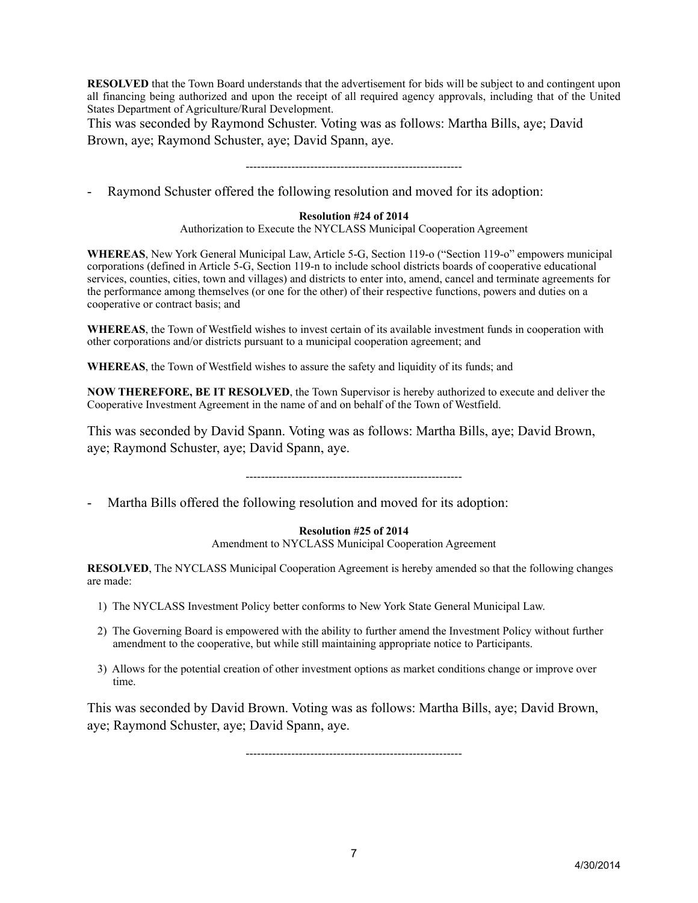**RESOLVED** that the Town Board understands that the advertisement for bids will be subject to and contingent upon all financing being authorized and upon the receipt of all required agency approvals, including that of the United States Department of Agriculture/Rural Development.

This was seconded by Raymond Schuster. Voting was as follows: Martha Bills, aye; David Brown, aye; Raymond Schuster, aye; David Spann, aye.

---------------------------------------------------------

- Raymond Schuster offered the following resolution and moved for its adoption:

**Resolution #24 of 2014**

Authorization to Execute the NYCLASS Municipal Cooperation Agreement

**WHEREAS**, New York General Municipal Law, Article 5-G, Section 119-o ("Section 119-o" empowers municipal corporations (defined in Article 5-G, Section 119-n to include school districts boards of cooperative educational services, counties, cities, town and villages) and districts to enter into, amend, cancel and terminate agreements for the performance among themselves (or one for the other) of their respective functions, powers and duties on a cooperative or contract basis; and

**WHEREAS**, the Town of Westfield wishes to invest certain of its available investment funds in cooperation with other corporations and/or districts pursuant to a municipal cooperation agreement; and

**WHEREAS**, the Town of Westfield wishes to assure the safety and liquidity of its funds; and

**NOW THEREFORE, BE IT RESOLVED**, the Town Supervisor is hereby authorized to execute and deliver the Cooperative Investment Agreement in the name of and on behalf of the Town of Westfield.

This was seconded by David Spann. Voting was as follows: Martha Bills, aye; David Brown, aye; Raymond Schuster, aye; David Spann, aye.

---------------------------------------------------------

- Martha Bills offered the following resolution and moved for its adoption:

**Resolution #25 of 2014**

Amendment to NYCLASS Municipal Cooperation Agreement

**RESOLVED**, The NYCLASS Municipal Cooperation Agreement is hereby amended so that the following changes are made:

1) The NYCLASS Investment Policy better conforms to New York State General Municipal Law.
2) The Governing Board is empowered with the ability to further amend the Investment Policy without further amendment to the cooperative, but while still maintaining appropriate notice to Participants.
3) Allows for the potential creation of other investment options as market conditions change or improve over time.

This was seconded by David Brown. Voting was as follows: Martha Bills, aye; David Brown, aye; Raymond Schuster, aye; David Spann, aye.

---------------------------------------------------------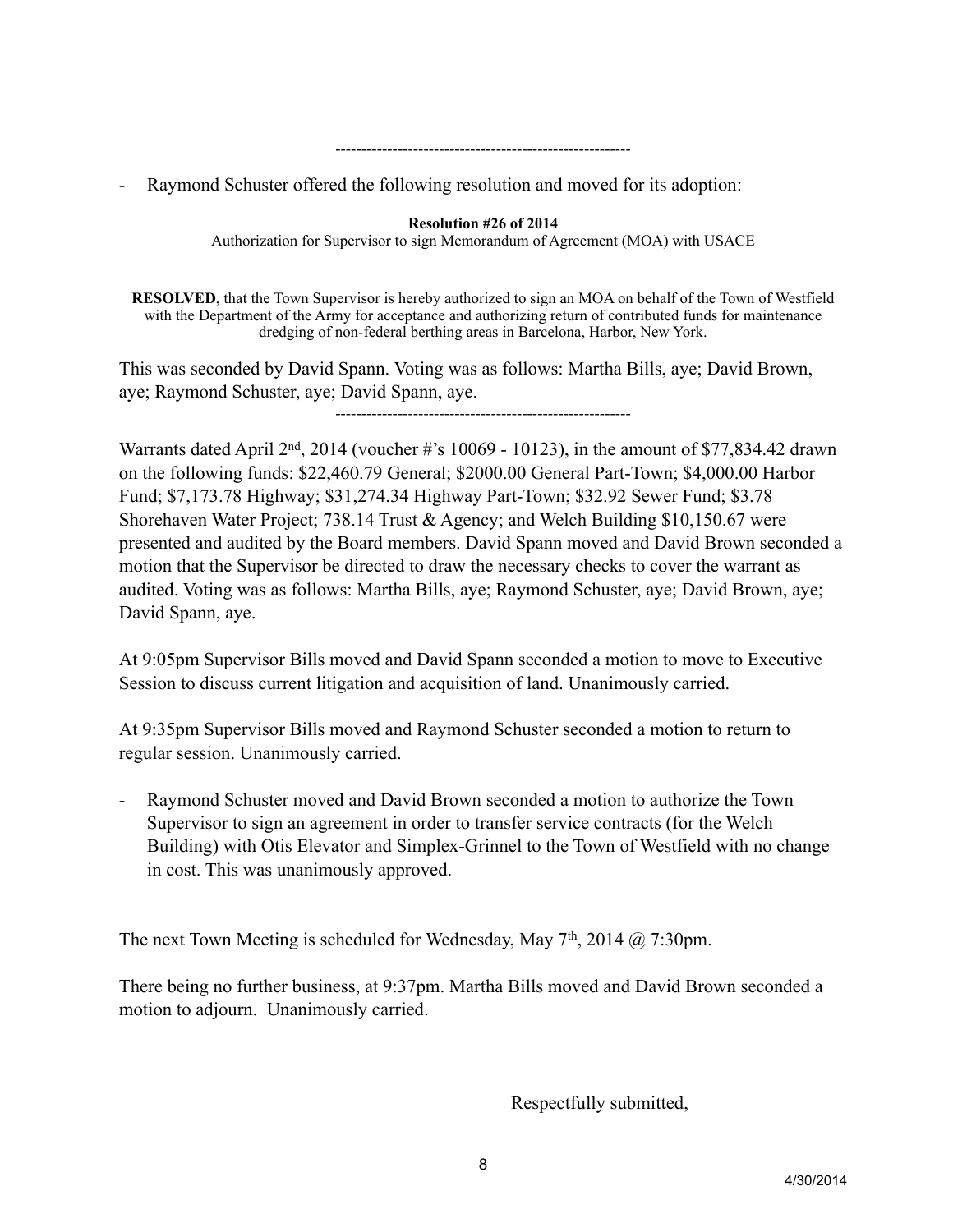---------------------------------------------------------

- Raymond Schuster offered the following resolution and moved for its adoption:

**Resolution #26 of 2014**
Authorization for Supervisor to sign Memorandum of Agreement (MOA) with USACE

**RESOLVED**, that the Town Supervisor is hereby authorized to sign an MOA on behalf of the Town of Westfield with the Department of the Army for acceptance and authorizing return of contributed funds for maintenance dredging of non-federal berthing areas in Barcelona, Harbor, New York.

This was seconded by David Spann. Voting was as follows: Martha Bills, aye; David Brown, aye; Raymond Schuster, aye; David Spann, aye.

---------------------------------------------------------

Warrants dated April 2nd, 2014 (voucher #'s 10069 - 10123), in the amount of $77,834.42 drawn on the following funds: $22,460.79 General; $2000.00 General Part-Town; $4,000.00 Harbor Fund; $7,173.78 Highway; $31,274.34 Highway Part-Town; $32.92 Sewer Fund; $3.78 Shorehaven Water Project; 738.14 Trust & Agency; and Welch Building $10,150.67 were presented and audited by the Board members. David Spann moved and David Brown seconded a motion that the Supervisor be directed to draw the necessary checks to cover the warrant as audited. Voting was as follows: Martha Bills, aye; Raymond Schuster, aye; David Brown, aye; David Spann, aye.

At 9:05pm Supervisor Bills moved and David Spann seconded a motion to move to Executive Session to discuss current litigation and acquisition of land. Unanimously carried.

At 9:35pm Supervisor Bills moved and Raymond Schuster seconded a motion to return to regular session. Unanimously carried.

- Raymond Schuster moved and David Brown seconded a motion to authorize the Town Supervisor to sign an agreement in order to transfer service contracts (for the Welch Building) with Otis Elevator and Simplex-Grinnel to the Town of Westfield with no change in cost. This was unanimously approved.

The next Town Meeting is scheduled for Wednesday, May 7th, 2014 @ 7:30pm.

There being no further business, at 9:37pm. Martha Bills moved and David Brown seconded a motion to adjourn. Unanimously carried.

Respectfully submitted,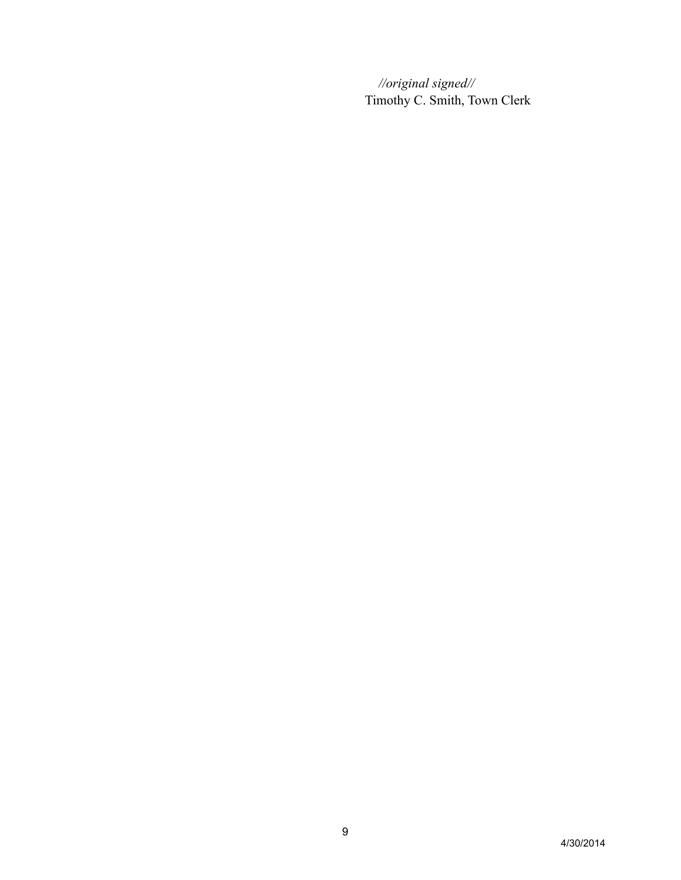*//original signed//*
Timothy C. Smith, Town Clerk